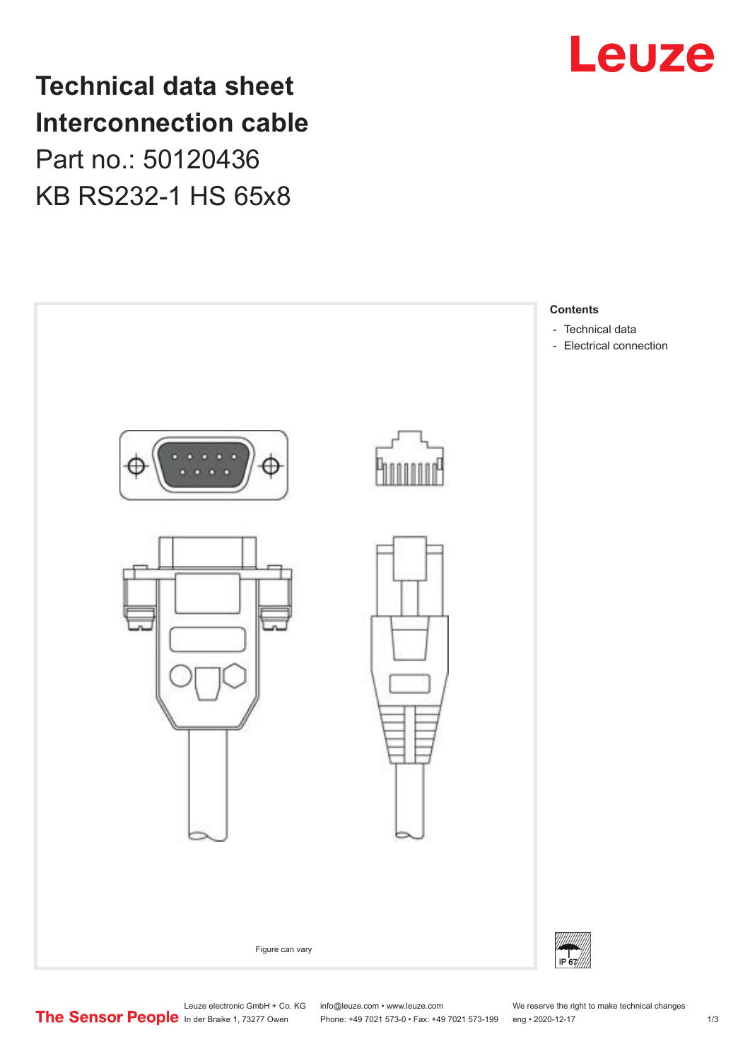# Technical data sheet Interconnection cable

Part no.: 50120436

KB RS232-1 HS 65x8

Leuze

Figure can vary

**Contents**

- Technical data
- Electrical connection

IP 67

Leuze electronic GmbH + Co. KG
In der Braike 1, 73277 Owen

info@leuze.com • www.leuze.com
Phone: +49 7021 573-0 • Fax: +49 7021 573-199

We reserve the right to make technical changes
eng • 2020-12-17

The Sensor People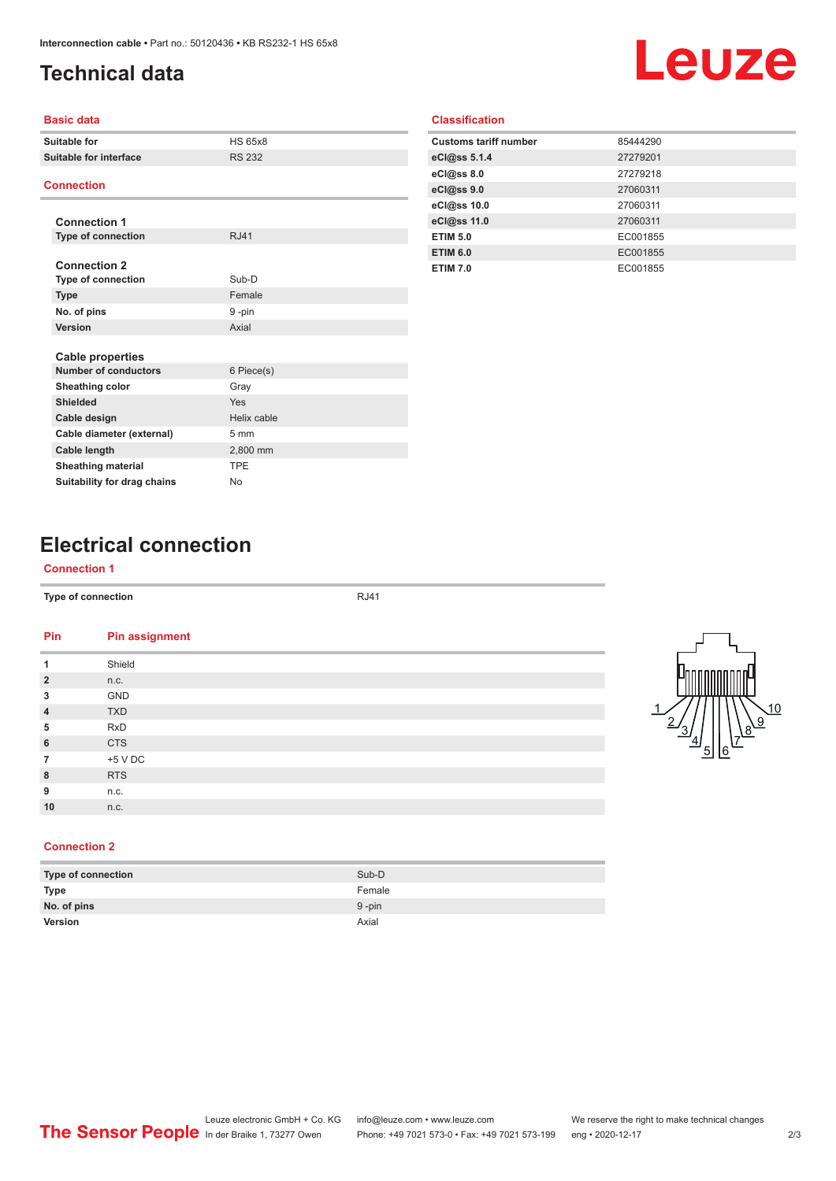# Technical data

## Basic data

| | |
|---|---|
| **Suitable for** | HS 65x8 |
| **Suitable for interface** | RS 232 |

## Connection

**Connection 1**

| | |
|---|---|
| **Type of connection** | RJ41 |

**Connection 2**

| | |
|---|---|
| **Type of connection** | Sub-D |
| **Type** | Female |
| **No. of pins** | 9 -pin |
| **Version** | Axial |

**Cable properties**

| | |
|---|---|
| **Number of conductors** | 6 Piece(s) |
| **Sheathing color** | Gray |
| **Shielded** | Yes |
| **Cable design** | Helix cable |
| **Cable diameter (external)** | 5 mm |
| **Cable length** | 2,800 mm |
| **Sheathing material** | TPE |
| **Suitability for drag chains** | No |

## Classification

| | |
|---|---|
| **Customs tariff number** | 85444290 |
| **eCl@ss 5.1.4** | 27279201 |
| **eCl@ss 8.0** | 27279218 |
| **eCl@ss 9.0** | 27060311 |
| **eCl@ss 10.0** | 27060311 |
| **eCl@ss 11.0** | 27060311 |
| **ETIM 5.0** | EC001855 |
| **ETIM 6.0** | EC001855 |
| **ETIM 7.0** | EC001855 |

# Electrical connection

## Connection 1

| | |
|---|---|
| **Type of connection** | RJ41 |

| Pin | Pin assignment |
|---|---|
| **1** | Shield |
| **2** | n.c. |
| **3** | GND |
| **4** | TXD |
| **5** | RxD |
| **6** | CTS |
| **7** | +5 V DC |
| **8** | RTS |
| **9** | n.c. |
| **10** | n.c. |

## Connection 2

| | |
|---|---|
| **Type of connection** | Sub-D |
| **Type** | Female |
| **No. of pins** | 9 -pin |
| **Version** | Axial |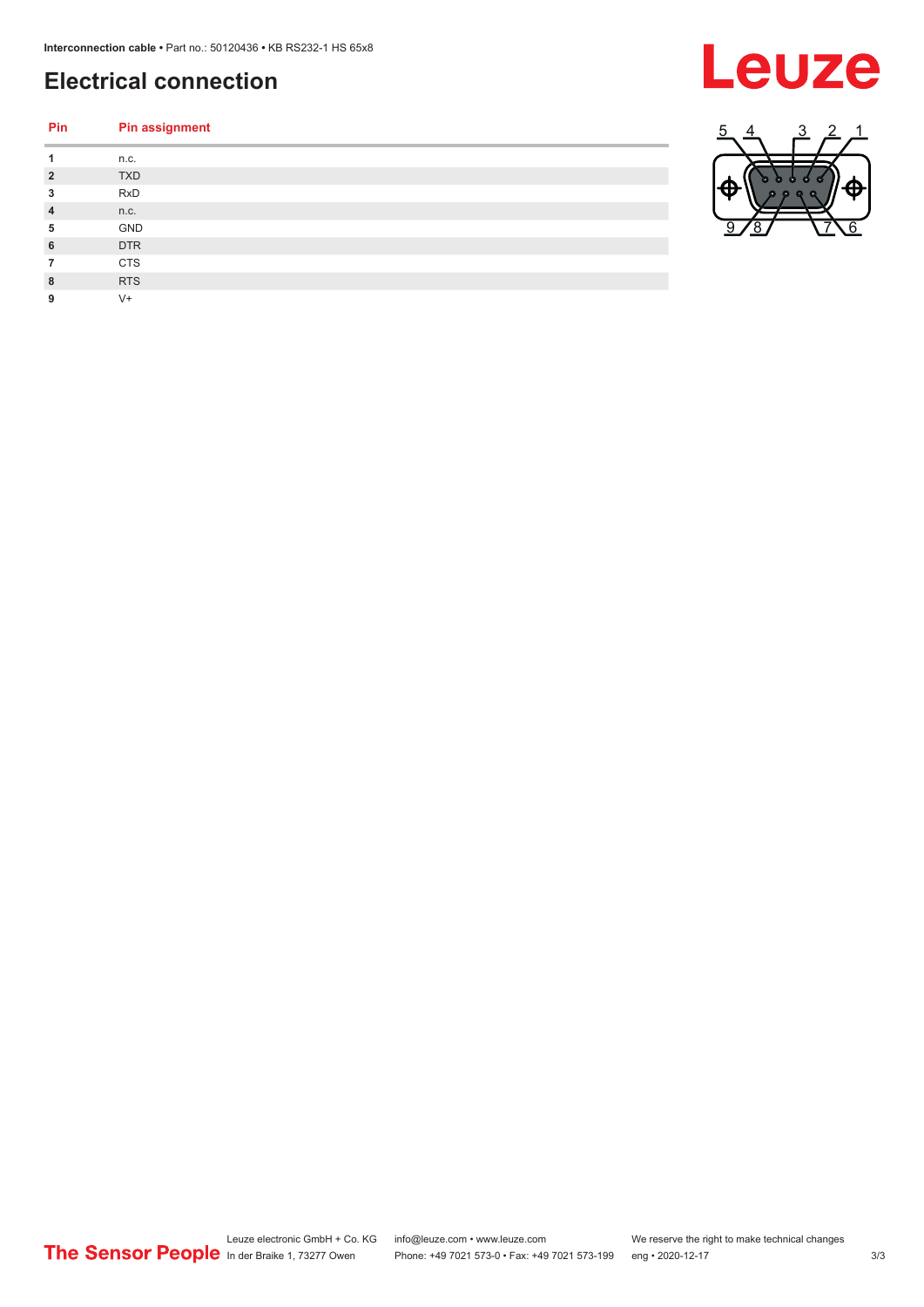## Electrical connection

| Pin | Pin assignment |
|---|---|
| 1 | n.c. |
| 2 | TXD |
| 3 | RxD |
| 4 | n.c. |
| 5 | GND |
| 6 | DTR |
| 7 | CTS |
| 8 | RTS |
| 9 | V+ |